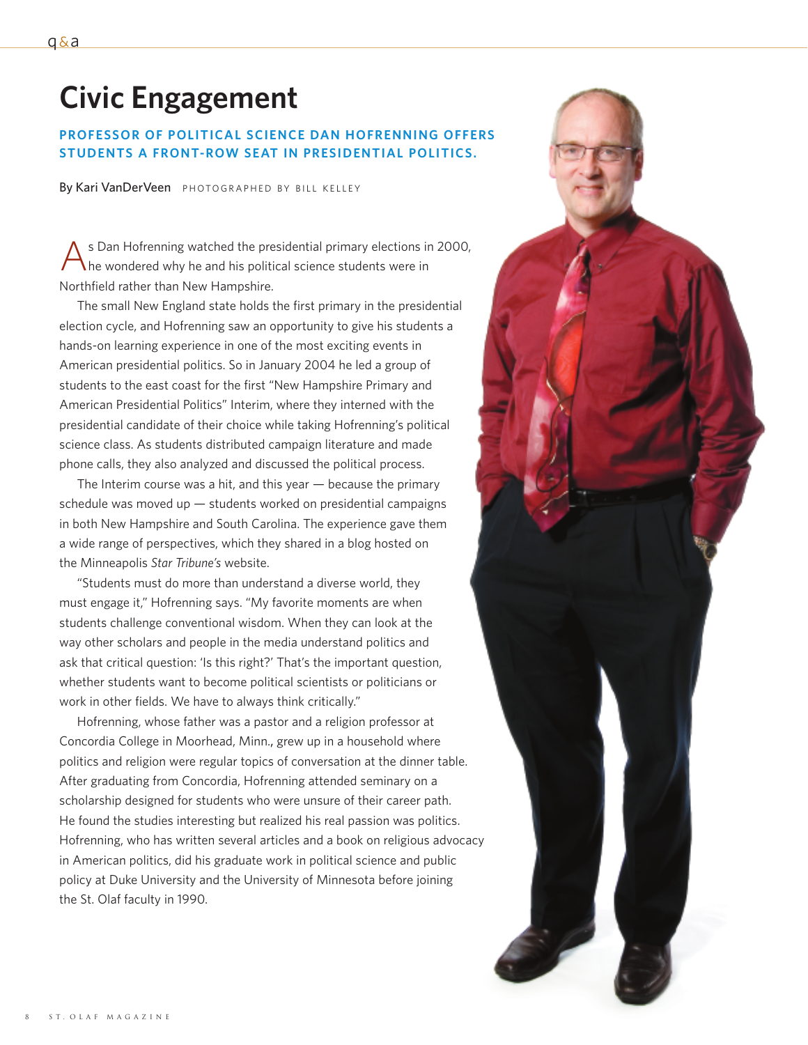# Civic Engagement

**PROFESSOR OF POLITICAL SCIENCE DAN HOFRENNING OFFERS STUDENTS A FRONT-ROW SEAT IN PRESIDENTIAL POLITICS.**

By Kari VanDerVeen PHOTOGRAPHED BY BILL KELLEY

As Dan Hofrenning watched the presidential primary elections in 2000, he wondered why he and his political science students were in Northfield rather than New Hampshire.

The small New England state holds the first primary in the presidential election cycle, and Hofrenning saw an opportunity to give his students a hands-on learning experience in one of the most exciting events in American presidential politics. So in January 2004 he led a group of students to the east coast for the first "New Hampshire Primary and American Presidential Politics" Interim, where they interned with the presidential candidate of their choice while taking Hofrenning's political science class. As students distributed campaign literature and made phone calls, they also analyzed and discussed the political process.

The Interim course was a hit, and this year — because the primary schedule was moved up — students worked on presidential campaigns in both New Hampshire and South Carolina. The experience gave them a wide range of perspectives, which they shared in a blog hosted on the Minneapolis *Star Tribune's* website.

"Students must do more than understand a diverse world, they must engage it," Hofrenning says. "My favorite moments are when students challenge conventional wisdom. When they can look at the way other scholars and people in the media understand politics and ask that critical question: 'Is this right?' That's the important question, whether students want to become political scientists or politicians or work in other fields. We have to always think critically."

Hofrenning, whose father was a pastor and a religion professor at Concordia College in Moorhead, Minn., grew up in a household where politics and religion were regular topics of conversation at the dinner table. After graduating from Concordia, Hofrenning attended seminary on a scholarship designed for students who were unsure of their career path. He found the studies interesting but realized his real passion was politics. Hofrenning, who has written several articles and a book on religious advocacy in American politics, did his graduate work in political science and public policy at Duke University and the University of Minnesota before joining the St. Olaf faculty in 1990.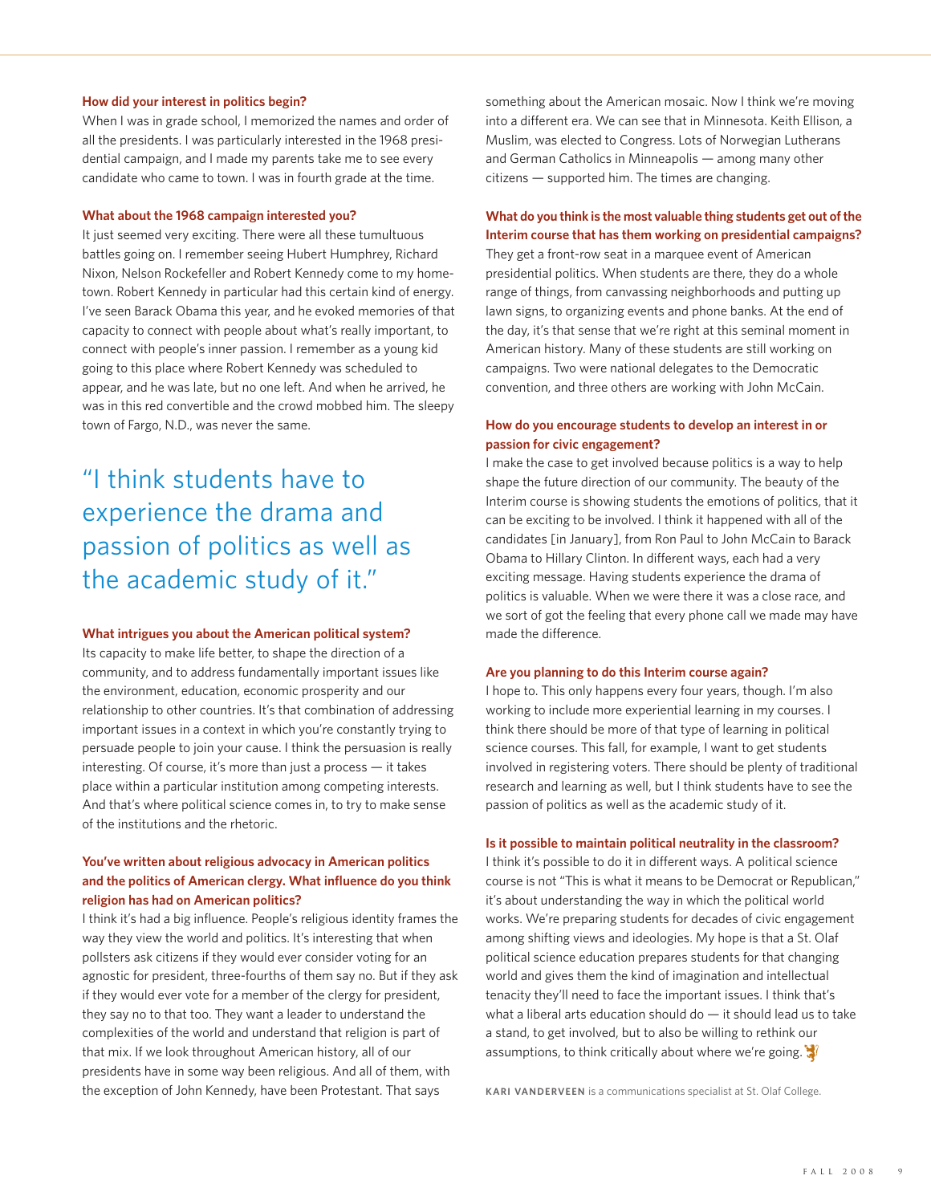**How did your interest in politics begin?**

When I was in grade school, I memorized the names and order of all the presidents. I was particularly interested in the 1968 presidential campaign, and I made my parents take me to see every candidate who came to town. I was in fourth grade at the time.

**What about the 1968 campaign interested you?**

It just seemed very exciting. There were all these tumultuous battles going on. I remember seeing Hubert Humphrey, Richard Nixon, Nelson Rockefeller and Robert Kennedy come to my hometown. Robert Kennedy in particular had this certain kind of energy. I've seen Barack Obama this year, and he evoked memories of that capacity to connect with people about what's really important, to connect with people's inner passion. I remember as a young kid going to this place where Robert Kennedy was scheduled to appear, and he was late, but no one left. And when he arrived, he was in this red convertible and the crowd mobbed him. The sleepy town of Fargo, N.D., was never the same.

> "I think students have to experience the drama and passion of politics as well as the academic study of it."

**What intrigues you about the American political system?**

Its capacity to make life better, to shape the direction of a community, and to address fundamentally important issues like the environment, education, economic prosperity and our relationship to other countries. It's that combination of addressing important issues in a context in which you're constantly trying to persuade people to join your cause. I think the persuasion is really interesting. Of course, it's more than just a process — it takes place within a particular institution among competing interests. And that's where political science comes in, to try to make sense of the institutions and the rhetoric.

**You've written about religious advocacy in American politics and the politics of American clergy. What influence do you think religion has had on American politics?**

I think it's had a big influence. People's religious identity frames the way they view the world and politics. It's interesting that when pollsters ask citizens if they would ever consider voting for an agnostic for president, three-fourths of them say no. But if they ask if they would ever vote for a member of the clergy for president, they say no to that too. They want a leader to understand the complexities of the world and understand that religion is part of that mix. If we look throughout American history, all of our presidents have in some way been religious. And all of them, with the exception of John Kennedy, have been Protestant. That says something about the American mosaic. Now I think we're moving into a different era. We can see that in Minnesota. Keith Ellison, a Muslim, was elected to Congress. Lots of Norwegian Lutherans and German Catholics in Minneapolis — among many other citizens — supported him. The times are changing.

**What do you think is the most valuable thing students get out of the Interim course that has them working on presidential campaigns?**

They get a front-row seat in a marquee event of American presidential politics. When students are there, they do a whole range of things, from canvassing neighborhoods and putting up lawn signs, to organizing events and phone banks. At the end of the day, it's that sense that we're right at this seminal moment in American history. Many of these students are still working on campaigns. Two were national delegates to the Democratic convention, and three others are working with John McCain.

**How do you encourage students to develop an interest in or passion for civic engagement?**

I make the case to get involved because politics is a way to help shape the future direction of our community. The beauty of the Interim course is showing students the emotions of politics, that it can be exciting to be involved. I think it happened with all of the candidates [in January], from Ron Paul to John McCain to Barack Obama to Hillary Clinton. In different ways, each had a very exciting message. Having students experience the drama of politics is valuable. When we were there it was a close race, and we sort of got the feeling that every phone call we made may have made the difference.

**Are you planning to do this Interim course again?**

I hope to. This only happens every four years, though. I'm also working to include more experiential learning in my courses. I think there should be more of that type of learning in political science courses. This fall, for example, I want to get students involved in registering voters. There should be plenty of traditional research and learning as well, but I think students have to see the passion of politics as well as the academic study of it.

**Is it possible to maintain political neutrality in the classroom?**

I think it's possible to do it in different ways. A political science course is not "This is what it means to be Democrat or Republican," it's about understanding the way in which the political world works. We're preparing students for decades of civic engagement among shifting views and ideologies. My hope is that a St. Olaf political science education prepares students for that changing world and gives them the kind of imagination and intellectual tenacity they'll need to face the important issues. I think that's what a liberal arts education should do — it should lead us to take a stand, to get involved, but to also be willing to rethink our assumptions, to think critically about where we're going.

**KARI VANDERVEEN** is a communications specialist at St. Olaf College.